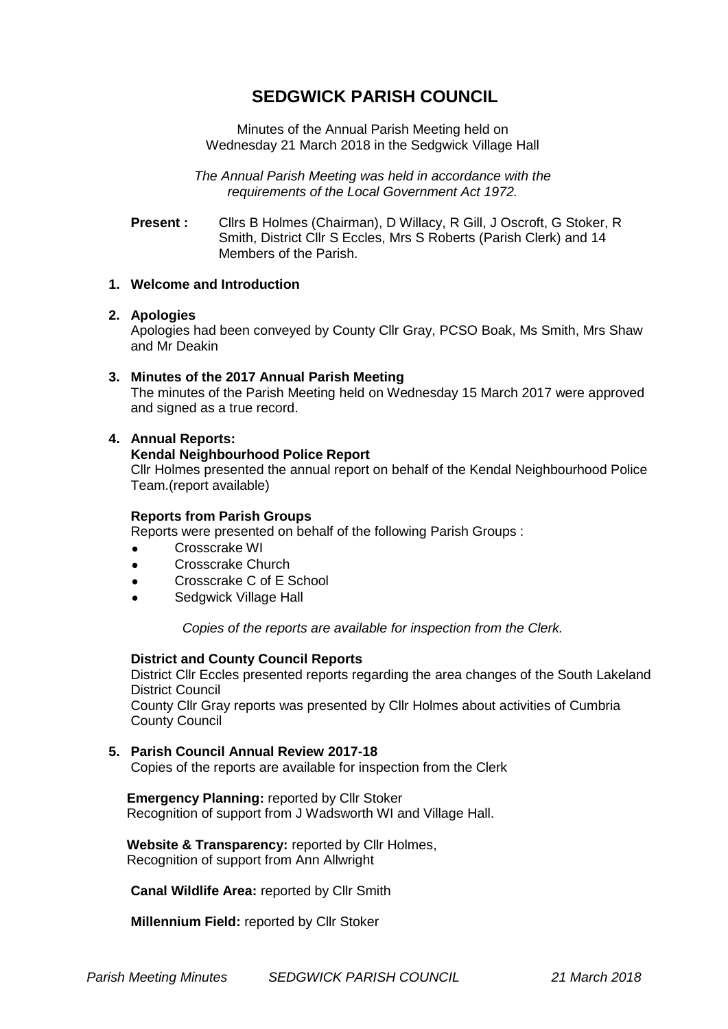# SEDGWICK PARISH COUNCIL

Minutes of the Annual Parish Meeting held on
Wednesday 21 March 2018 in the Sedgwick Village Hall

*The Annual Parish Meeting was held in accordance with the requirements of the Local Government Act 1972.*

**Present :** Cllrs B Holmes (Chairman), D Willacy, R Gill, J Oscroft, G Stoker, R Smith, District Cllr S Eccles, Mrs S Roberts (Parish Clerk) and 14 Members of the Parish.

**1. Welcome and Introduction**

**2. Apologies**

Apologies had been conveyed by County Cllr Gray, PCSO Boak, Ms Smith, Mrs Shaw and Mr Deakin

**3. Minutes of the 2017 Annual Parish Meeting**

The minutes of the Parish Meeting held on Wednesday 15 March 2017 were approved and signed as a true record.

**4. Annual Reports:**

**Kendal Neighbourhood Police Report**

Cllr Holmes presented the annual report on behalf of the Kendal Neighbourhood Police Team.(report available)

**Reports from Parish Groups**

Reports were presented on behalf of the following Parish Groups :

- Crosscrake WI
- Crosscrake Church
- Crosscrake C of E School
- Sedgwick Village Hall

*Copies of the reports are available for inspection from the Clerk.*

**District and County Council Reports**

District Cllr Eccles presented reports regarding the area changes of the South Lakeland District Council

County Cllr Gray reports was presented by Cllr Holmes about activities of Cumbria County Council

**5. Parish Council Annual Review 2017-18**

Copies of the reports are available for inspection from the Clerk

**Emergency Planning:** reported by Cllr Stoker
Recognition of support from J Wadsworth WI and Village Hall.

**Website & Transparency:** reported by Cllr Holmes,
Recognition of support from Ann Allwright

**Canal Wildlife Area:** reported by Cllr Smith

**Millennium Field:** reported by Cllr Stoker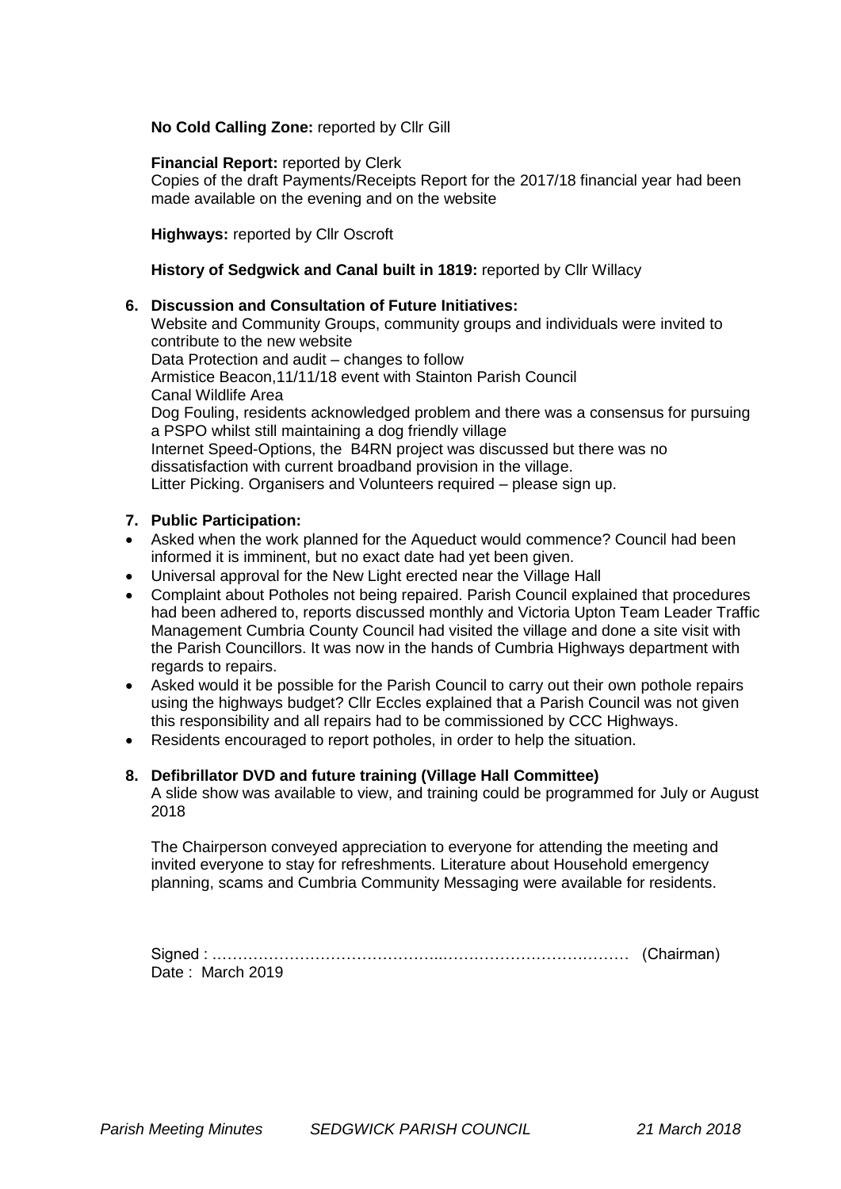**No Cold Calling Zone:** reported by Cllr Gill

**Financial Report:** reported by Clerk
Copies of the draft Payments/Receipts Report for the 2017/18 financial year had been made available on the evening and on the website

**Highways:** reported by Cllr Oscroft

**History of Sedgwick and Canal built in 1819:** reported by Cllr Willacy

**6. Discussion and Consultation of Future Initiatives:**

Website and Community Groups, community groups and individuals were invited to contribute to the new website
Data Protection and audit – changes to follow
Armistice Beacon,11/11/18 event with Stainton Parish Council
Canal Wildlife Area
Dog Fouling, residents acknowledged problem and there was a consensus for pursuing a PSPO whilst still maintaining a dog friendly village
Internet Speed-Options, the B4RN project was discussed but there was no dissatisfaction with current broadband provision in the village.
Litter Picking. Organisers and Volunteers required – please sign up.

**7. Public Participation:**

- Asked when the work planned for the Aqueduct would commence? Council had been informed it is imminent, but no exact date had yet been given.
- Universal approval for the New Light erected near the Village Hall
- Complaint about Potholes not being repaired. Parish Council explained that procedures had been adhered to, reports discussed monthly and Victoria Upton Team Leader Traffic Management Cumbria County Council had visited the village and done a site visit with the Parish Councillors. It was now in the hands of Cumbria Highways department with regards to repairs.
- Asked would it be possible for the Parish Council to carry out their own pothole repairs using the highways budget? Cllr Eccles explained that a Parish Council was not given this responsibility and all repairs had to be commissioned by CCC Highways.
- Residents encouraged to report potholes, in order to help the situation.

**8. Defibrillator DVD and future training (Village Hall Committee)**

A slide show was available to view, and training could be programmed for July or August 2018

The Chairperson conveyed appreciation to everyone for attending the meeting and invited everyone to stay for refreshments. Literature about Household emergency planning, scams and Cumbria Community Messaging were available for residents.

Signed : ……………………………………..……………………….……… (Chairman)
Date : March 2019